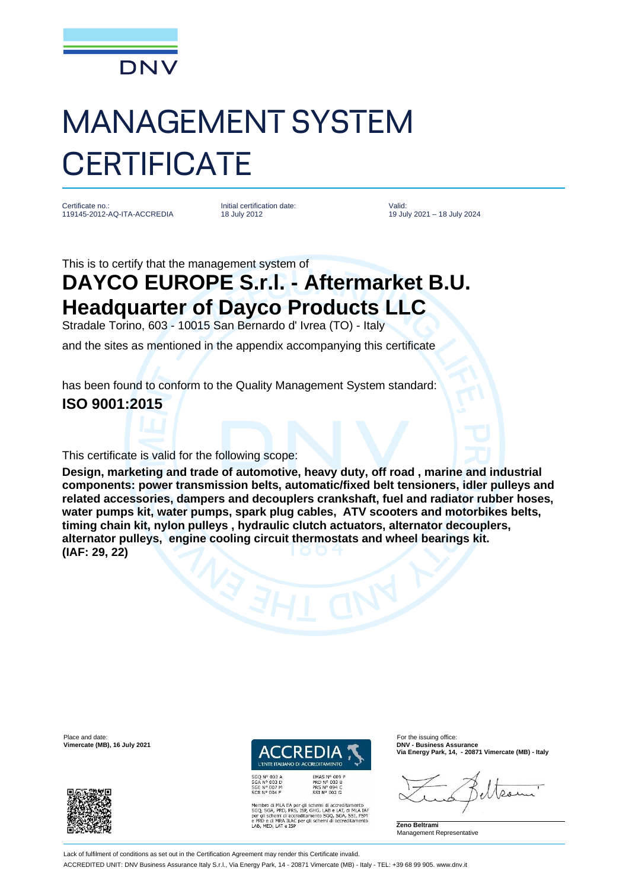DNV

# MANAGEMENT SYSTEM CERTIFICATE

Certificate no.:
119145-2012-AQ-ITA-ACCREDIA

Initial certification date:
18 July 2012

Valid:
19 July 2021 – 18 July 2024

This is to certify that the management system of

## DAYCO EUROPE S.r.l. - Aftermarket B.U. Headquarter of Dayco Products LLC

Stradale Torino, 603 - 10015 San Bernardo d' Ivrea (TO) - Italy

and the sites as mentioned in the appendix accompanying this certificate

has been found to conform to the Quality Management System standard:

**ISO 9001:2015**

This certificate is valid for the following scope:

**Design, marketing and trade of automotive, heavy duty, off road , marine and industrial components: power transmission belts, automatic/fixed belt tensioners, idler pulleys and related accessories, dampers and decouplers crankshaft, fuel and radiator rubber hoses, water pumps kit, water pumps, spark plug cables, ATV scooters and motorbikes belts, timing chain kit, nylon pulleys , hydraulic clutch actuators, alternator decouplers, alternator pulleys, engine cooling circuit thermostats and wheel bearings kit. (IAF: 29, 22)**

Place and date:
**Vimercate (MB), 16 July 2021**

ACCREDIA
L'ENTE ITALIANO DI ACCREDITAMENTO

SGQ N° 003 A
SGA N° 003 D
SGE N° 007 M
SCR N° 004 F

EMAS N° 009 P
PRD N° 003 B
PRS N° 094 C
SSI N° 002 G

Membro di MLA EA per gli schemi di accreditamento SGQ, SGA, PRD, PRS, ISP, GHG, LAB e LAT, di MLA IAF per gli schemi di accreditamento SGQ, SGA, SSI, FSM e PRD e di MRA ILAC per gli schemi di accreditamento LAB, MED, LAT e ISP

For the issuing office:
**DNV - Business Assurance**
**Via Energy Park, 14, - 20871 Vimercate (MB) - Italy**

**Zeno Beltrami**
Management Representative

Lack of fulfilment of conditions as set out in the Certification Agreement may render this Certificate invalid.

ACCREDITED UNIT: DNV Business Assurance Italy S.r.l., Via Energy Park, 14 - 20871 Vimercate (MB) - Italy - TEL: +39 68 99 905. www.dnv.it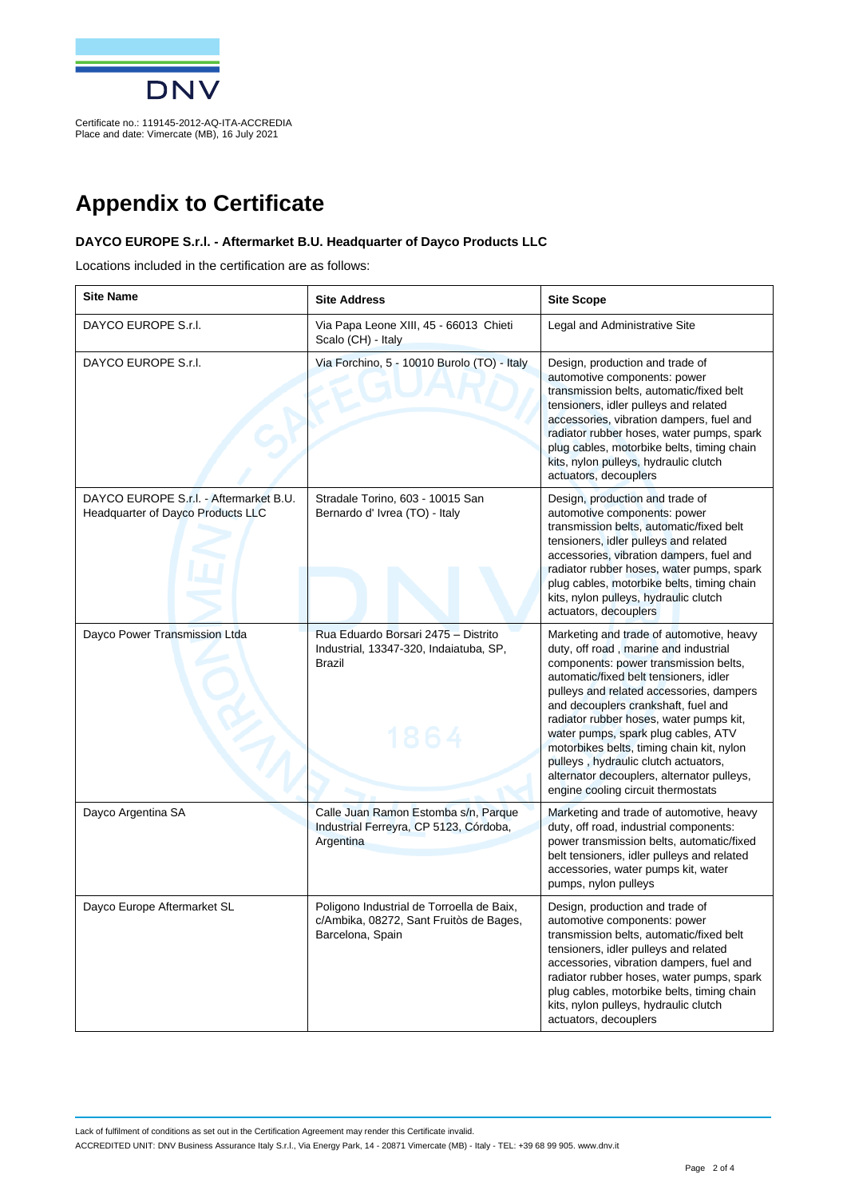Certificate no.: 119145-2012-AQ-ITA-ACCREDIA
Place and date: Vimercate (MB), 16 July 2021

# Appendix to Certificate

### DAYCO EUROPE S.r.l. - Aftermarket B.U. Headquarter of Dayco Products LLC

Locations included in the certification are as follows:

| Site Name | Site Address | Site Scope |
| --- | --- | --- |
| DAYCO EUROPE S.r.l. | Via Papa Leone XIII, 45 - 66013 Chieti Scalo (CH) - Italy | Legal and Administrative Site |
| DAYCO EUROPE S.r.l. | Via Forchino, 5 - 10010 Burolo (TO) - Italy | Design, production and trade of automotive components: power transmission belts, automatic/fixed belt tensioners, idler pulleys and related accessories, vibration dampers, fuel and radiator rubber hoses, water pumps, spark plug cables, motorbike belts, timing chain kits, nylon pulleys, hydraulic clutch actuators, decouplers |
| DAYCO EUROPE S.r.l. - Aftermarket B.U. Headquarter of Dayco Products LLC | Stradale Torino, 603 - 10015 San Bernardo d' Ivrea (TO) - Italy | Design, production and trade of automotive components: power transmission belts, automatic/fixed belt tensioners, idler pulleys and related accessories, vibration dampers, fuel and radiator rubber hoses, water pumps, spark plug cables, motorbike belts, timing chain kits, nylon pulleys, hydraulic clutch actuators, decouplers |
| Dayco Power Transmission Ltda | Rua Eduardo Borsari 2475 – Distrito Industrial, 13347-320, Indaiatuba, SP, Brazil | Marketing and trade of automotive, heavy duty, off road , marine and industrial components: power transmission belts, automatic/fixed belt tensioners, idler pulleys and related accessories, dampers and decouplers crankshaft, fuel and radiator rubber hoses, water pumps kit, water pumps, spark plug cables, ATV motorbikes belts, timing chain kit, nylon pulleys , hydraulic clutch actuators, alternator decouplers, alternator pulleys, engine cooling circuit thermostats |
| Dayco Argentina SA | Calle Juan Ramon Estomba s/n, Parque Industrial Ferreyra, CP 5123, Córdoba, Argentina | Marketing and trade of automotive, heavy duty, off road, industrial components: power transmission belts, automatic/fixed belt tensioners, idler pulleys and related accessories, water pumps kit, water pumps, nylon pulleys |
| Dayco Europe Aftermarket SL | Poligono Industrial de Torroella de Baix, c/Ambika, 08272, Sant Fruitòs de Bages, Barcelona, Spain | Design, production and trade of automotive components: power transmission belts, automatic/fixed belt tensioners, idler pulleys and related accessories, vibration dampers, fuel and radiator rubber hoses, water pumps, spark plug cables, motorbike belts, timing chain kits, nylon pulleys, hydraulic clutch actuators, decouplers |

Lack of fulfilment of conditions as set out in the Certification Agreement may render this Certificate invalid.

ACCREDITED UNIT: DNV Business Assurance Italy S.r.l., Via Energy Park, 14 - 20871 Vimercate (MB) - Italy - TEL: +39 68 99 905. www.dnv.it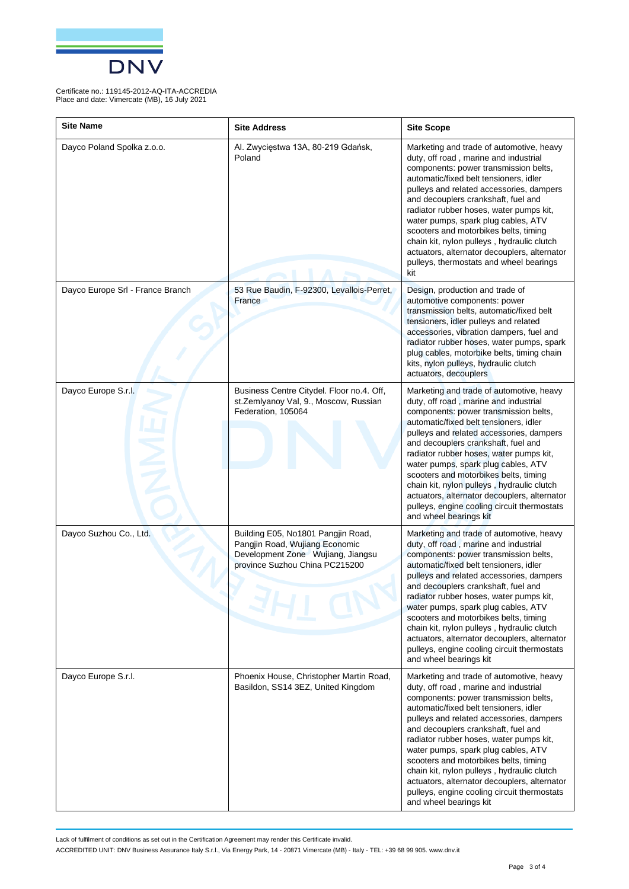Certificate no.: 119145-2012-AQ-ITA-ACCREDIA
Place and date: Vimercate (MB), 16 July 2021

| Site Name | Site Address | Site Scope |
| --- | --- | --- |
| Dayco Poland Spolka z.o.o. | Al. Zwycięstwa 13A, 80-219 Gdańsk, Poland | Marketing and trade of automotive, heavy duty, off road , marine and industrial components: power transmission belts, automatic/fixed belt tensioners, idler pulleys and related accessories, dampers and decouplers crankshaft, fuel and radiator rubber hoses, water pumps kit, water pumps, spark plug cables, ATV scooters and motorbikes belts, timing chain kit, nylon pulleys , hydraulic clutch actuators, alternator decouplers, alternator pulleys, thermostats and wheel bearings kit |
| Dayco Europe Srl - France Branch | 53 Rue Baudin, F-92300, Levallois-Perret, France | Design, production and trade of automotive components: power transmission belts, automatic/fixed belt tensioners, idler pulleys and related accessories, vibration dampers, fuel and radiator rubber hoses, water pumps, spark plug cables, motorbike belts, timing chain kits, nylon pulleys, hydraulic clutch actuators, decouplers |
| Dayco Europe S.r.l. | Business Centre Citydel. Floor no.4. Off, st.Zemlyanoy Val, 9., Moscow, Russian Federation, 105064 | Marketing and trade of automotive, heavy duty, off road , marine and industrial components: power transmission belts, automatic/fixed belt tensioners, idler pulleys and related accessories, dampers and decouplers crankshaft, fuel and radiator rubber hoses, water pumps kit, water pumps, spark plug cables, ATV scooters and motorbikes belts, timing chain kit, nylon pulleys , hydraulic clutch actuators, alternator decouplers, alternator pulleys, engine cooling circuit thermostats and wheel bearings kit |
| Dayco Suzhou Co., Ltd. | Building E05, No1801 Pangjin Road, Pangjin Road, Wujiang Economic Development Zone Wujiang, Jiangsu province Suzhou China PC215200 | Marketing and trade of automotive, heavy duty, off road , marine and industrial components: power transmission belts, automatic/fixed belt tensioners, idler pulleys and related accessories, dampers and decouplers crankshaft, fuel and radiator rubber hoses, water pumps kit, water pumps, spark plug cables, ATV scooters and motorbikes belts, timing chain kit, nylon pulleys , hydraulic clutch actuators, alternator decouplers, alternator pulleys, engine cooling circuit thermostats and wheel bearings kit |
| Dayco Europe S.r.l. | Phoenix House, Christopher Martin Road, Basildon, SS14 3EZ, United Kingdom | Marketing and trade of automotive, heavy duty, off road , marine and industrial components: power transmission belts, automatic/fixed belt tensioners, idler pulleys and related accessories, dampers and decouplers crankshaft, fuel and radiator rubber hoses, water pumps kit, water pumps, spark plug cables, ATV scooters and motorbikes belts, timing chain kit, nylon pulleys , hydraulic clutch actuators, alternator decouplers, alternator pulleys, engine cooling circuit thermostats and wheel bearings kit |

Lack of fulfilment of conditions as set out in the Certification Agreement may render this Certificate invalid.

ACCREDITED UNIT: DNV Business Assurance Italy S.r.l., Via Energy Park, 14 - 20871 Vimercate (MB) - Italy - TEL: +39 68 99 905. www.dnv.it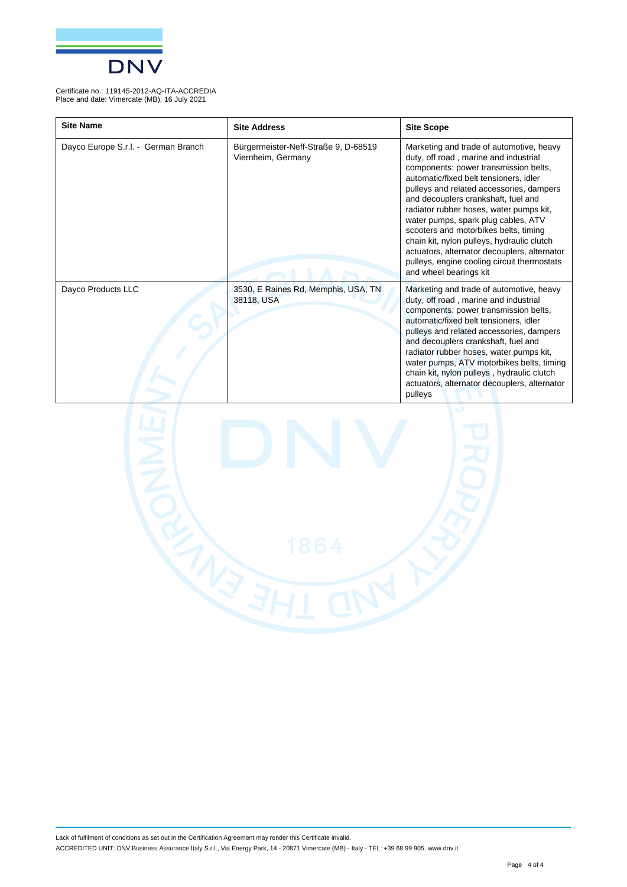Certificate no.: 119145-2012-AQ-ITA-ACCREDIA
Place and date: Vimercate (MB), 16 July 2021

| Site Name | Site Address | Site Scope |
|---|---|---|
| Dayco Europe S.r.l. - German Branch | Bürgermeister-Neff-Straße 9, D-68519 Viernheim, Germany | Marketing and trade of automotive, heavy duty, off road , marine and industrial components: power transmission belts, automatic/fixed belt tensioners, idler pulleys and related accessories, dampers and decouplers crankshaft, fuel and radiator rubber hoses, water pumps kit, water pumps, spark plug cables, ATV scooters and motorbikes belts, timing chain kit, nylon pulleys, hydraulic clutch actuators, alternator decouplers, alternator pulleys, engine cooling circuit thermostats and wheel bearings kit |
| Dayco Products LLC | 3530, E Raines Rd, Memphis, USA, TN 38118, USA | Marketing and trade of automotive, heavy duty, off road , marine and industrial components: power transmission belts, automatic/fixed belt tensioners, idler pulleys and related accessories, dampers and decouplers crankshaft, fuel and radiator rubber hoses, water pumps kit, water pumps, ATV motorbikes belts, timing chain kit, nylon pulleys , hydraulic clutch actuators, alternator decouplers, alternator pulleys |

Lack of fulfilment of conditions as set out in the Certification Agreement may render this Certificate invalid.

ACCREDITED UNIT: DNV Business Assurance Italy S.r.l., Via Energy Park, 14 - 20871 Vimercate (MB) - Italy - TEL: +39 68 99 905. www.dnv.it